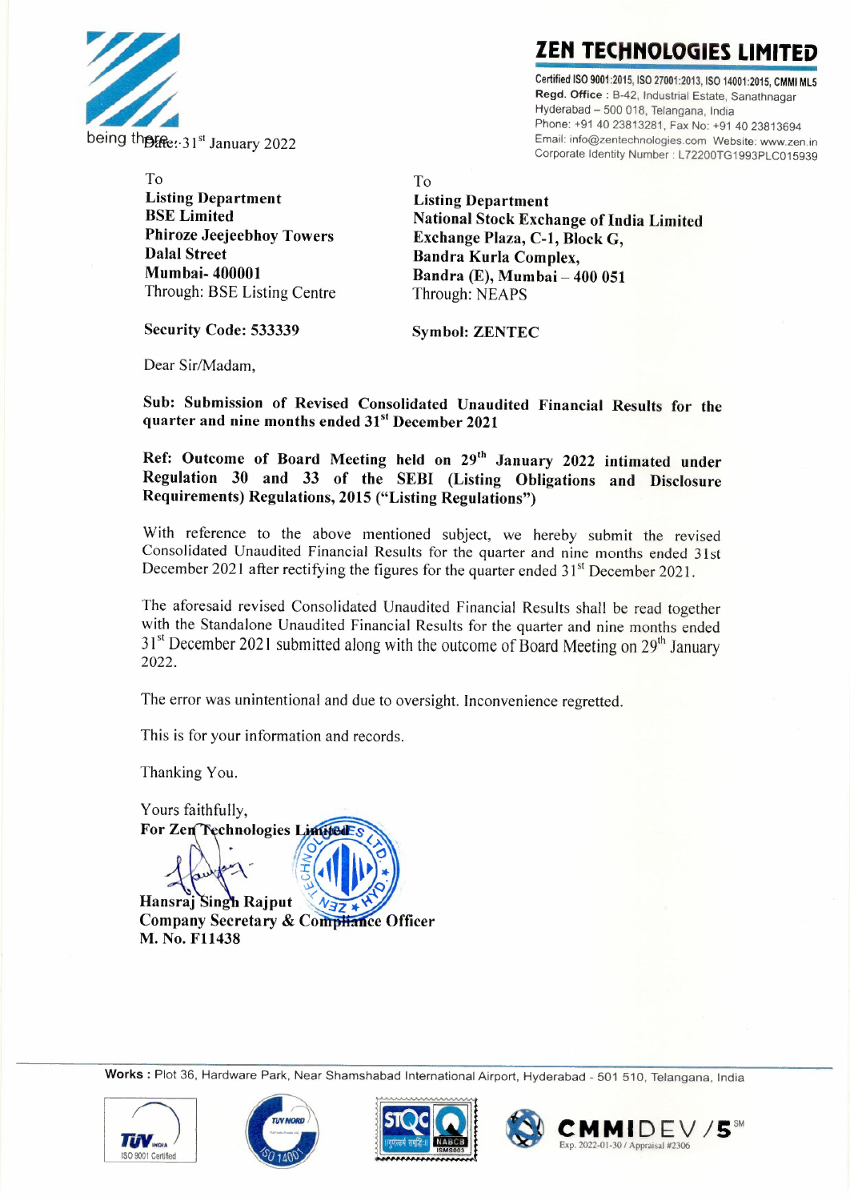being there

## ZEN TECHNOLOGIES LIMITED

Certified ISO 9001:2015, ISO 27001:2013, ISO 14001:2015, CMMI ML5
**Regd. Office** : B-42, Industrial Estate, Sanathnagar
Hyderabad – 500 018, Telangana, India
Phone: +91 40 23813281, Fax No: +91 40 23813694
Email: info@zentechnologies.com Website: www.zen.in
Corporate Identity Number : L72200TG1993PLC015939

Date: 31st January 2022

To
**Listing Department**
**BSE Limited**
**Phiroze Jeejeebhoy Towers**
**Dalal Street**
**Mumbai- 400001**
Through: BSE Listing Centre

**Security Code: 533339**

To
**Listing Department**
**National Stock Exchange of India Limited**
**Exchange Plaza, C-1, Block G,**
**Bandra Kurla Complex,**
**Bandra (E), Mumbai – 400 051**
Through: NEAPS

**Symbol: ZENTEC**

Dear Sir/Madam,

**Sub: Submission of Revised Consolidated Unaudited Financial Results for the quarter and nine months ended 31st December 2021**

**Ref: Outcome of Board Meeting held on 29th January 2022 intimated under Regulation 30 and 33 of the SEBI (Listing Obligations and Disclosure Requirements) Regulations, 2015 ("Listing Regulations")**

With reference to the above mentioned subject, we hereby submit the revised Consolidated Unaudited Financial Results for the quarter and nine months ended 31st December 2021 after rectifying the figures for the quarter ended 31st December 2021.

The aforesaid revised Consolidated Unaudited Financial Results shall be read together with the Standalone Unaudited Financial Results for the quarter and nine months ended 31st December 2021 submitted along with the outcome of Board Meeting on 29th January 2022.

The error was unintentional and due to oversight. Inconvenience regretted.

This is for your information and records.

Thanking You.

Yours faithfully,
**For Zen Technologies Limited**

**Hansraj Singh Rajput**
**Company Secretary & Compliance Officer**
**M. No. F11438**

**Works :** Plot 36, Hardware Park, Near Shamshabad International Airport, Hyderabad - 501 510, Telangana, India

TÜV INDIA ISO 9001 Certified | TÜV NORD ISO 14001 | STQC NABCB ISMS003 | CMMIDEV/5 Exp. 2022-01-30 / Appraisal #2306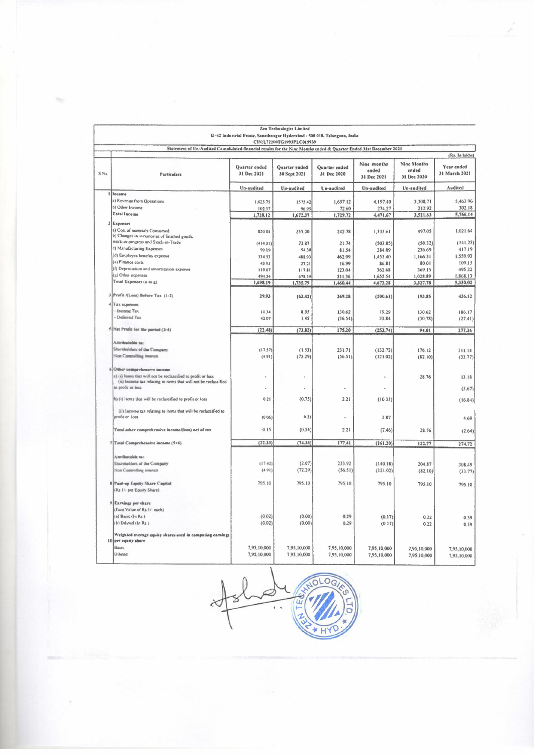**Zen Technologies Limited**

**B -42 Industrial Estate, Sanathnagar Hyderabad - 500 018, Telangana, India**

**CIN:L72200TG1993PLC015939**

**Statement of Un-Audited Consolidated financial results for the Nine Months ended & Quarter Ended 31st December 2021**

(Rs. In lakhs)

| S No | Particulars | Quarter ended 31 Dec 2021 | Quarter ended 30 Sept 2021 | Quarter ended 31 Dec 2020 | Nine months ended 31 Dec 2021 | Nine Months ended 31 Dec 2020 | Year ended 31 March 2021 |
|---|---|---|---|---|---|---|---|
| | | Un-audited | Un-audited | Un-audited | Un-audited | Un-audited | Audited |
| 1 | **Income** | | | | | | |
| | a) Revenue from Operations | 1,625.75 | 1575.42 | 1,657.12 | 4,197.40 | 3,308.71 | 5,463.96 |
| | b) Other Income | 102.37 | 96.95 | 72.60 | 274.27 | 212.92 | 302.18 |
| | **Total Income** | 1,728.12 | 1,672.37 | 1,729.72 | 4,471.67 | 3,521.63 | 5,766.14 |
| 2 | **Expenses** | | | | | | |
| | a) Cost of materials Consumed | 820.84 | 255.00 | 242.78 | 1,333.61 | 497.05 | 1,021.64 |
| | b) Changes in inventories of finished goods, work-in-progress and Stock-in-Trade | (414.31) | 73.87 | 21.74 | (503.85) | (50.32) | (141.25) |
| | c) Manufacturing Expenses | 99.19 | 94.38 | 81.54 | 284.09 | 236.69 | 417.19 |
| | (d) Employee benefits expense | 534.53 | 488.93 | 462.99 | 1,453.40 | 1,166.31 | 1,559.93 |
| | (e) Finance costs | 43.93 | 27.21 | 16.99 | 86.81 | 80.01 | 109.15 |
| | (f) Depreciation and amortization expense | 119.67 | 117.81 | 123.04 | 362.68 | 369.15 | 495.22 |
| | (g) Other expenses | 494.34 | 678.59 | 511.36 | 1,655.54 | 1,028.89 | 1,868.13 |
| | **Total Expenses (a to g)** | 1,698.19 | 1,735.79 | 1,460.44 | 4,672.28 | 3,327.78 | 5,330.02 |
| 3 | **Profit /(Loss) Before Tax (1-2)** | 29.93 | (63.42) | 269.28 | (200.61) | 193.85 | 436.12 |
| 4 | **Tax expenses** | | | | | | |
| | - Income Tax | 10.34 | 8.95 | 130.62 | 19.29 | 130.62 | 186.17 |
| | - Deferred Tax | 42.07 | 1.45 | (36.54) | 33.84 | (30.78) | (27.41) |
| 5 | **Net Profit for the period (3-4)** | (22.48) | (73.82) | 175.20 | (253.74) | 94.01 | 277.36 |
| | **Attributable to:** | | | | | | |
| | Shareholders of the Company | (17.57) | (1.53) | 231.71 | (132.72) | 176.12 | 311.14 |
| | Non Controlling interest | (4.91) | (72.29) | (56.51) | (121.02) | (82.10) | (33.77) |
| 6 | **Other comprehensive income** | | | | | | |
| | a) (i) Items that will not be reclassified to profit or loss | - | - | | - | 28.76 | 13.18 |
| | (ii) Income tax relating to items that will not be reclassified to profit or loss | - | - | - | - | | (3.67) |
| | b) (i) Items that will be reclassified to profit or loss | 0.21 | (0.75) | 2.21 | (10.33) | | (16.84) |
| | (ii) Income tax relating to items that will be reclassified to profit or loss | (0.06) | 0.21 | - | 2.87 | | 4.69 |
| | **Total other comprehensive income/(loss) net of tax** | 0.15 | (0.54) | 2.21 | (7.46) | 28.76 | (2.64) |
| 7 | **Total Comprehensive income (5+6)** | (22.33) | (74.36) | 177.41 | (261.20) | 122.77 | 274.72 |
| | **Attributable to:** | | | | | | |
| | Shareholders of the Company | (17.42) | (2.07) | 233.92 | (140.18) | 204.87 | 308.49 |
| | Non Controlling interest | (4.91) | (72.29) | (56.51) | (121.02) | (82.10) | (33.77) |
| 8 | **Paid-up Equity Share Capital** (Rs.1/- per Equity Share) | 795.10 | 795.10 | 795.10 | 795.10 | 795.10 | 795.10 |
| 9 | **Earnings per share** (Face Value of Rs.1/- each) | | | | | | |
| | (a) Basic (In Rs.) | (0.02) | (0.00) | 0.29 | (0.17) | 0.22 | 0.39 |
| | (b) Diluted (In Rs.) | (0.02) | (0.00) | 0.29 | (0.17) | 0.22 | 0.39 |
| 10 | **Weighted average equity shares used in computing earnings per equity share** | | | | | | |
| | Basic | 7,95,10,000 | 7,95,10,000 | 7,95,10,000 | 7,95,10,000 | 7,95,10,000 | 7,95,10,000 |
| | Diluted | 7,95,10,000 | 7,95,10,000 | 7,95,10,000 | 7,95,10,000 | 7,95,10,000 | 7,95,10,000 |

ZEN TECHNOLOGIES LTD. HYD.